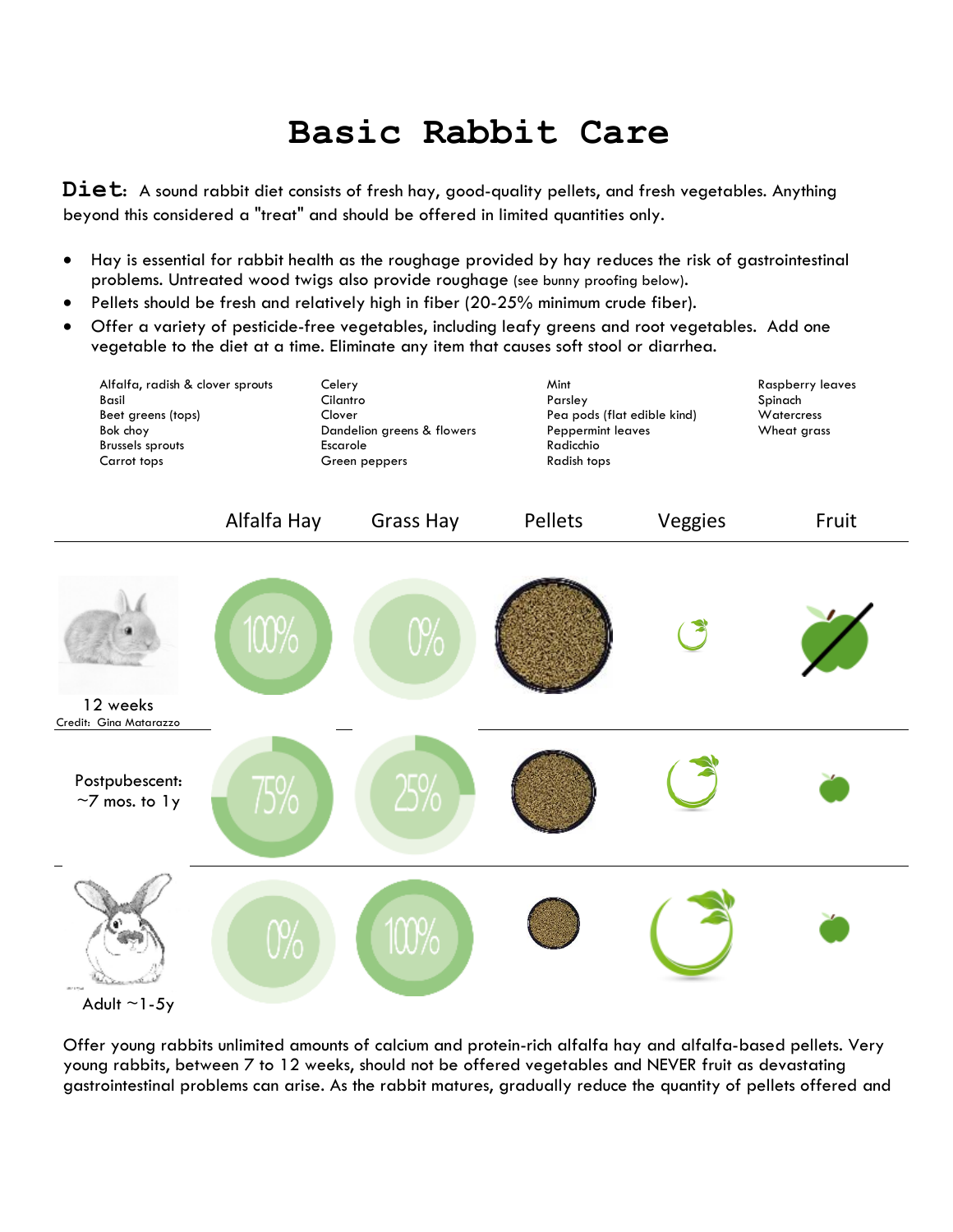# Basic Rabbit Care

**Diet**: A sound rabbit diet consists of fresh hay, good-quality pellets, and fresh vegetables. Anything beyond this considered a "treat" and should be offered in limited quantities only.

- Hay is essential for rabbit health as the roughage provided by hay reduces the risk of gastrointestinal problems. Untreated wood twigs also provide roughage (see bunny proofing below).
- Pellets should be fresh and relatively high in fiber (20-25% minimum crude fiber).
- Offer a variety of pesticide-free vegetables, including leafy greens and root vegetables. Add one vegetable to the diet at a time. Eliminate any item that causes soft stool or diarrhea.

| | | | |
|---|---|---|---|
| Alfalfa, radish & clover sprouts | Celery | Mint | Raspberry leaves |
| Basil | Cilantro | Parsley | Spinach |
| Beet greens (tops) | Clover | Pea pods (flat edible kind) | Watercress |
| Bok choy | Dandelion greens & flowers | Peppermint leaves | Wheat grass |
| Brussels sprouts | Escarole | Radicchio | |
| Carrot tops | Green peppers | Radish tops | |

| | Alfalfa Hay | Grass Hay | Pellets | Veggies | Fruit |
|---|---|---|---|---|---|
| 12 weeks (Credit: Gina Matarazzo) | 100% | 0% | | | |
| Postpubescent: ~7 mos. to 1y | 75% | 25% | | | |
| Adult ~1-5y | 0% | 100% | | | |

Offer young rabbits unlimited amounts of calcium and protein-rich alfalfa hay and alfalfa-based pellets. Very young rabbits, between 7 to 12 weeks, should not be offered vegetables and NEVER fruit as devastating gastrointestinal problems can arise. As the rabbit matures, gradually reduce the quantity of pellets offered and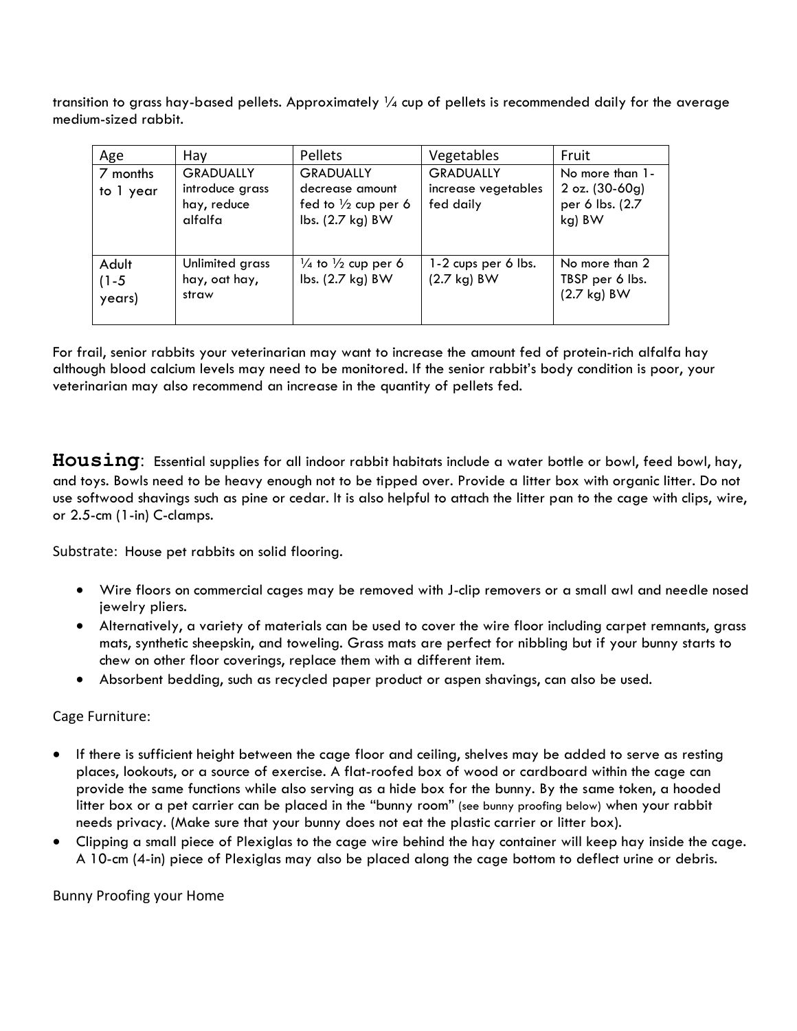transition to grass hay-based pellets. Approximately ¼ cup of pellets is recommended daily for the average medium-sized rabbit.

| Age | Hay | Pellets | Vegetables | Fruit |
|---|---|---|---|---|
| 7 months to 1 year | GRADUALLY introduce grass hay, reduce alfalfa | GRADUALLY decrease amount fed to ½ cup per 6 lbs. (2.7 kg) BW | GRADUALLY increase vegetables fed daily | No more than 1-2 oz. (30-60g) per 6 lbs. (2.7 kg) BW |
| Adult (1-5 years) | Unlimited grass hay, oat hay, straw | ¼ to ½ cup per 6 lbs. (2.7 kg) BW | 1-2 cups per 6 lbs. (2.7 kg) BW | No more than 2 TBSP per 6 lbs. (2.7 kg) BW |

For frail, senior rabbits your veterinarian may want to increase the amount fed of protein-rich alfalfa hay although blood calcium levels may need to be monitored. If the senior rabbit's body condition is poor, your veterinarian may also recommend an increase in the quantity of pellets fed.

**Housing**: Essential supplies for all indoor rabbit habitats include a water bottle or bowl, feed bowl, hay, and toys. Bowls need to be heavy enough not to be tipped over. Provide a litter box with organic litter. Do not use softwood shavings such as pine or cedar. It is also helpful to attach the litter pan to the cage with clips, wire, or 2.5-cm (1-in) C-clamps.

Substrate: House pet rabbits on solid flooring.

- Wire floors on commercial cages may be removed with J-clip removers or a small awl and needle nosed jewelry pliers.
- Alternatively, a variety of materials can be used to cover the wire floor including carpet remnants, grass mats, synthetic sheepskin, and toweling. Grass mats are perfect for nibbling but if your bunny starts to chew on other floor coverings, replace them with a different item.
- Absorbent bedding, such as recycled paper product or aspen shavings, can also be used.

Cage Furniture:

- If there is sufficient height between the cage floor and ceiling, shelves may be added to serve as resting places, lookouts, or a source of exercise. A flat-roofed box of wood or cardboard within the cage can provide the same functions while also serving as a hide box for the bunny. By the same token, a hooded litter box or a pet carrier can be placed in the "bunny room" (see bunny proofing below) when your rabbit needs privacy. (Make sure that your bunny does not eat the plastic carrier or litter box).
- Clipping a small piece of Plexiglas to the cage wire behind the hay container will keep hay inside the cage. A 10-cm (4-in) piece of Plexiglas may also be placed along the cage bottom to deflect urine or debris.

Bunny Proofing your Home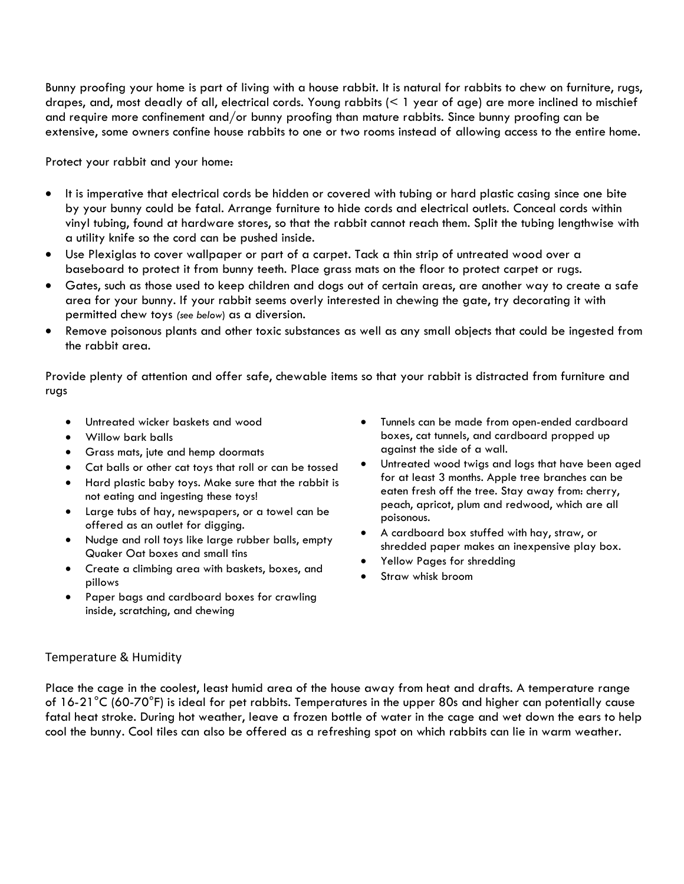Bunny proofing your home is part of living with a house rabbit. It is natural for rabbits to chew on furniture, rugs, drapes, and, most deadly of all, electrical cords. Young rabbits (< 1 year of age) are more inclined to mischief and require more confinement and/or bunny proofing than mature rabbits. Since bunny proofing can be extensive, some owners confine house rabbits to one or two rooms instead of allowing access to the entire home.

Protect your rabbit and your home:

- It is imperative that electrical cords be hidden or covered with tubing or hard plastic casing since one bite by your bunny could be fatal. Arrange furniture to hide cords and electrical outlets. Conceal cords within vinyl tubing, found at hardware stores, so that the rabbit cannot reach them. Split the tubing lengthwise with a utility knife so the cord can be pushed inside.
- Use Plexiglas to cover wallpaper or part of a carpet. Tack a thin strip of untreated wood over a baseboard to protect it from bunny teeth. Place grass mats on the floor to protect carpet or rugs.
- Gates, such as those used to keep children and dogs out of certain areas, are another way to create a safe area for your bunny. If your rabbit seems overly interested in chewing the gate, try decorating it with permitted chew toys *(see below)* as a diversion.
- Remove poisonous plants and other toxic substances as well as any small objects that could be ingested from the rabbit area.

Provide plenty of attention and offer safe, chewable items so that your rabbit is distracted from furniture and rugs

- Untreated wicker baskets and wood
- Willow bark balls
- Grass mats, jute and hemp doormats
- Cat balls or other cat toys that roll or can be tossed
- Hard plastic baby toys. Make sure that the rabbit is not eating and ingesting these toys!
- Large tubs of hay, newspapers, or a towel can be offered as an outlet for digging.
- Nudge and roll toys like large rubber balls, empty Quaker Oat boxes and small tins
- Create a climbing area with baskets, boxes, and pillows
- Paper bags and cardboard boxes for crawling inside, scratching, and chewing
- Tunnels can be made from open-ended cardboard boxes, cat tunnels, and cardboard propped up against the side of a wall.
- Untreated wood twigs and logs that have been aged for at least 3 months. Apple tree branches can be eaten fresh off the tree. Stay away from: cherry, peach, apricot, plum and redwood, which are all poisonous.
- A cardboard box stuffed with hay, straw, or shredded paper makes an inexpensive play box.
- Yellow Pages for shredding
- Straw whisk broom

## Temperature & Humidity

Place the cage in the coolest, least humid area of the house away from heat and drafts. A temperature range of 16-21°C (60-70°F) is ideal for pet rabbits. Temperatures in the upper 80s and higher can potentially cause fatal heat stroke. During hot weather, leave a frozen bottle of water in the cage and wet down the ears to help cool the bunny. Cool tiles can also be offered as a refreshing spot on which rabbits can lie in warm weather.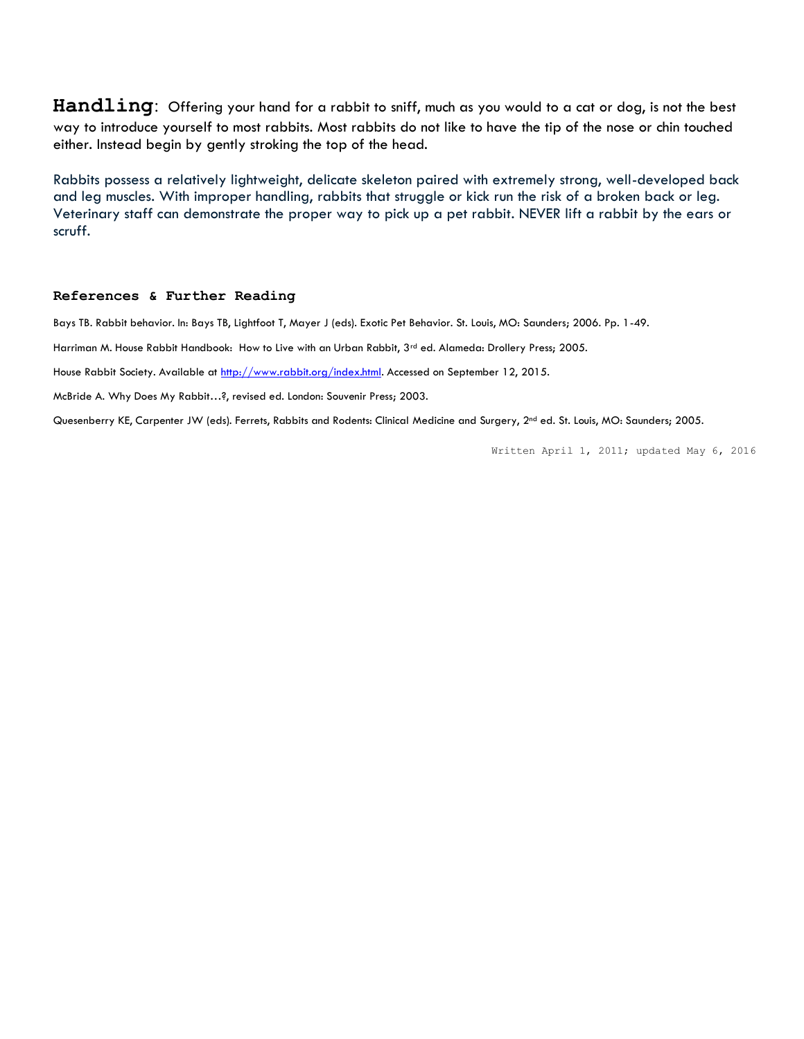**Handling**: Offering your hand for a rabbit to sniff, much as you would to a cat or dog, is not the best way to introduce yourself to most rabbits. Most rabbits do not like to have the tip of the nose or chin touched either. Instead begin by gently stroking the top of the head.

Rabbits possess a relatively lightweight, delicate skeleton paired with extremely strong, well-developed back and leg muscles. With improper handling, rabbits that struggle or kick run the risk of a broken back or leg. Veterinary staff can demonstrate the proper way to pick up a pet rabbit. NEVER lift a rabbit by the ears or scruff.

### References & Further Reading

Bays TB. Rabbit behavior. In: Bays TB, Lightfoot T, Mayer J (eds). Exotic Pet Behavior. St. Louis, MO: Saunders; 2006. Pp. 1-49.

Harriman M. House Rabbit Handbook: How to Live with an Urban Rabbit, 3rd ed. Alameda: Drollery Press; 2005.

House Rabbit Society. Available at http://www.rabbit.org/index.html. Accessed on September 12, 2015.

McBride A. Why Does My Rabbit…?, revised ed. London: Souvenir Press; 2003.

Quesenberry KE, Carpenter JW (eds). Ferrets, Rabbits and Rodents: Clinical Medicine and Surgery, 2nd ed. St. Louis, MO: Saunders; 2005.

Written April 1, 2011; updated May 6, 2016